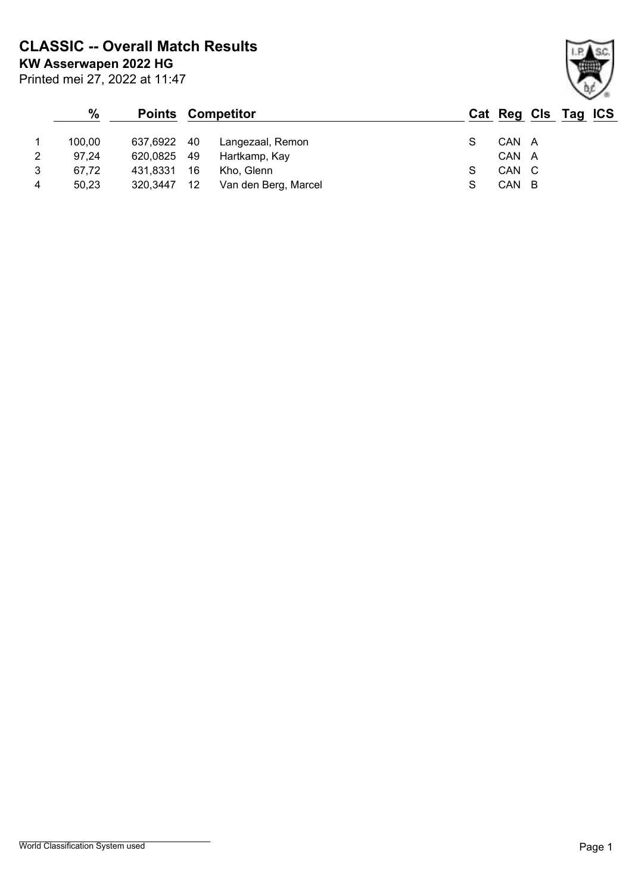# CLASSIC -- Overall Match Results

**KW Asserwapen 2022 HG**

Printed mei 27, 2022 at 11:47

| | % | Points | Competitor | | Cat | Reg | Cls | Tag | ICS |
|---|---|---|---|---|---|---|---|---|---|
| 1 | 100,00 | 637,6922 | 40 | Langezaal, Remon | S | CAN | A | | |
| 2 | 97,24 | 620,0825 | 49 | Hartkamp, Kay | | CAN | A | | |
| 3 | 67,72 | 431,8331 | 16 | Kho, Glenn | S | CAN | C | | |
| 4 | 50,23 | 320,3447 | 12 | Van den Berg, Marcel | S | CAN | B | | |

World Classification System used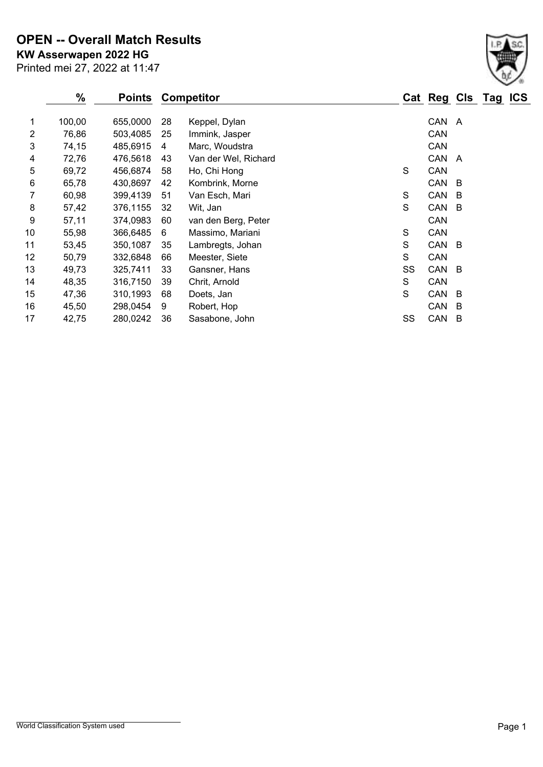# OPEN -- Overall Match Results

**KW Asserwapen 2022 HG**

Printed mei 27, 2022 at 11:47

|  | % | Points | Competitor |  | Cat | Reg | Cls | Tag | ICS |
|---|---|---|---|---|---|---|---|---|---|
| 1 | 100,00 | 655,0000 | 28 | Keppel, Dylan |  | CAN | A |  |  |
| 2 | 76,86 | 503,4085 | 25 | Immink, Jasper |  | CAN |  |  |  |
| 3 | 74,15 | 485,6915 | 4 | Marc, Woudstra |  | CAN |  |  |  |
| 4 | 72,76 | 476,5618 | 43 | Van der Wel, Richard |  | CAN | A |  |  |
| 5 | 69,72 | 456,6874 | 58 | Ho, Chi Hong | S | CAN |  |  |  |
| 6 | 65,78 | 430,8697 | 42 | Kombrink, Morne |  | CAN | B |  |  |
| 7 | 60,98 | 399,4139 | 51 | Van Esch, Mari | S | CAN | B |  |  |
| 8 | 57,42 | 376,1155 | 32 | Wit, Jan | S | CAN | B |  |  |
| 9 | 57,11 | 374,0983 | 60 | van den Berg, Peter |  | CAN |  |  |  |
| 10 | 55,98 | 366,6485 | 6 | Massimo, Mariani | S | CAN |  |  |  |
| 11 | 53,45 | 350,1087 | 35 | Lambregts, Johan | S | CAN | B |  |  |
| 12 | 50,79 | 332,6848 | 66 | Meester, Siete | S | CAN |  |  |  |
| 13 | 49,73 | 325,7411 | 33 | Gansner, Hans | SS | CAN | B |  |  |
| 14 | 48,35 | 316,7150 | 39 | Chrit, Arnold | S | CAN |  |  |  |
| 15 | 47,36 | 310,1993 | 68 | Doets, Jan | S | CAN | B |  |  |
| 16 | 45,50 | 298,0454 | 9 | Robert, Hop |  | CAN | B |  |  |
| 17 | 42,75 | 280,0242 | 36 | Sasabone, John | SS | CAN | B |  |  |

World Classification System used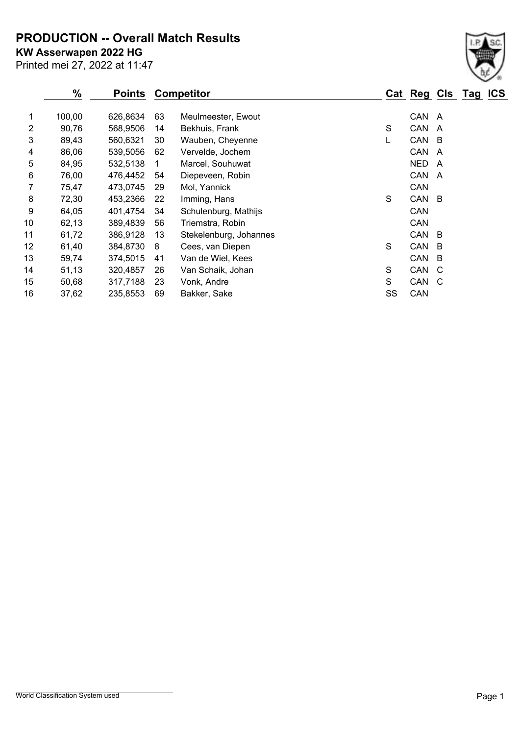# PRODUCTION -- Overall Match Results

**KW Asserwapen 2022 HG**

Printed mei 27, 2022 at 11:47

| | % | Points | Competitor | | Cat | Reg | Cls | Tag | ICS |
|---|---|---|---|---|---|---|---|---|---|
| 1 | 100,00 | 626,8634 | 63 | Meulmeester, Ewout | | CAN | A | | |
| 2 | 90,76 | 568,9506 | 14 | Bekhuis, Frank | S | CAN | A | | |
| 3 | 89,43 | 560,6321 | 30 | Wauben, Cheyenne | L | CAN | B | | |
| 4 | 86,06 | 539,5056 | 62 | Vervelde, Jochem | | CAN | A | | |
| 5 | 84,95 | 532,5138 | 1 | Marcel, Souhuwat | | NED | A | | |
| 6 | 76,00 | 476,4452 | 54 | Diepeveen, Robin | | CAN | A | | |
| 7 | 75,47 | 473,0745 | 29 | Mol, Yannick | | CAN | | | |
| 8 | 72,30 | 453,2366 | 22 | Imming, Hans | S | CAN | B | | |
| 9 | 64,05 | 401,4754 | 34 | Schulenburg, Mathijs | | CAN | | | |
| 10 | 62,13 | 389,4839 | 56 | Triemstra, Robin | | CAN | | | |
| 11 | 61,72 | 386,9128 | 13 | Stekelenburg, Johannes | | CAN | B | | |
| 12 | 61,40 | 384,8730 | 8 | Cees, van Diepen | S | CAN | B | | |
| 13 | 59,74 | 374,5015 | 41 | Van de Wiel, Kees | | CAN | B | | |
| 14 | 51,13 | 320,4857 | 26 | Van Schaik, Johan | S | CAN | C | | |
| 15 | 50,68 | 317,7188 | 23 | Vonk, Andre | S | CAN | C | | |
| 16 | 37,62 | 235,8553 | 69 | Bakker, Sake | SS | CAN | | | |

World Classification System used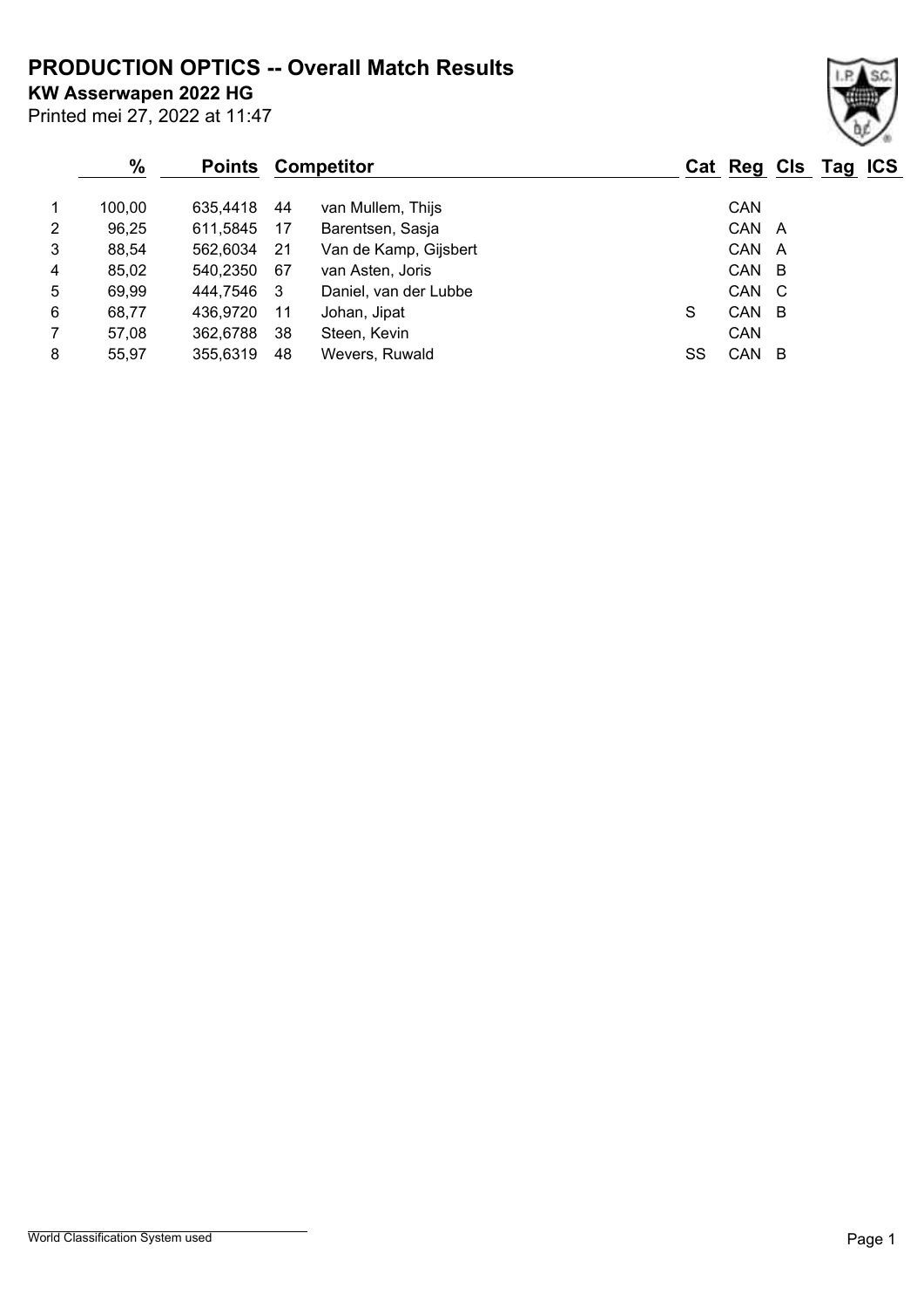# PRODUCTION OPTICS -- Overall Match Results

**KW Asserwapen 2022 HG**

Printed mei 27, 2022 at 11:47

| | % | Points | Competitor | | Cat | Reg | Cls | Tag | ICS |
|---|---|---|---|---|---|---|---|---|---|
| 1 | 100,00 | 635,4418 | 44 | van Mullem, Thijs | | CAN | | | |
| 2 | 96,25 | 611,5845 | 17 | Barentsen, Sasja | | CAN | A | | |
| 3 | 88,54 | 562,6034 | 21 | Van de Kamp, Gijsbert | | CAN | A | | |
| 4 | 85,02 | 540,2350 | 67 | van Asten, Joris | | CAN | B | | |
| 5 | 69,99 | 444,7546 | 3 | Daniel, van der Lubbe | | CAN | C | | |
| 6 | 68,77 | 436,9720 | 11 | Johan, Jipat | S | CAN | B | | |
| 7 | 57,08 | 362,6788 | 38 | Steen, Kevin | | CAN | | | |
| 8 | 55,97 | 355,6319 | 48 | Wevers, Ruwald | SS | CAN | B | | |

World Classification System used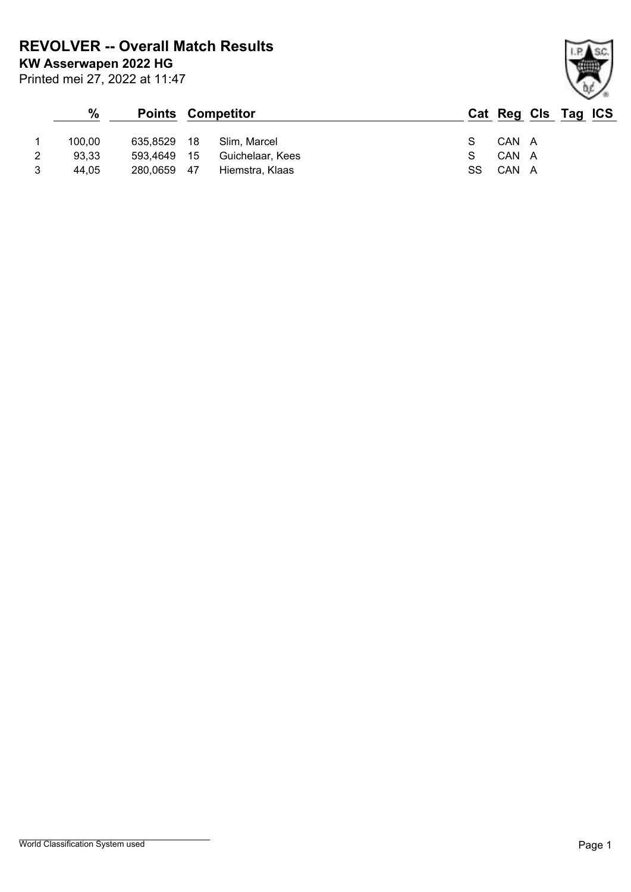# REVOLVER -- Overall Match Results

**KW Asserwapen 2022 HG**

Printed mei 27, 2022 at 11:47

| | % | Points | | Competitor | Cat | Reg | Cls | Tag | ICS |
|---|---|---|---|---|---|---|---|---|---|
| 1 | 100,00 | 635,8529 | 18 | Slim, Marcel | S | CAN | A | | |
| 2 | 93,33 | 593,4649 | 15 | Guichelaar, Kees | S | CAN | A | | |
| 3 | 44,05 | 280,0659 | 47 | Hiemstra, Klaas | SS | CAN | A | | |

World Classification System used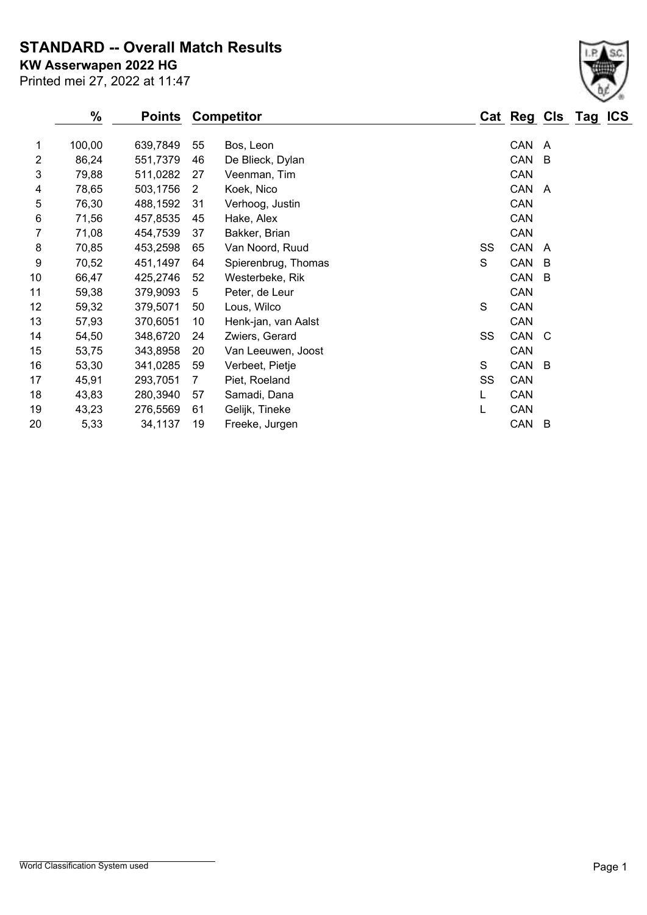# STANDARD -- Overall Match Results

**KW Asserwapen 2022 HG**

Printed mei 27, 2022 at 11:47

| | % | Points | | Competitor | Cat | Reg | Cls | Tag | ICS |
|---|---|---|---|---|---|---|---|---|---|
| 1 | 100,00 | 639,7849 | 55 | Bos, Leon | | CAN | A | | |
| 2 | 86,24 | 551,7379 | 46 | De Blieck, Dylan | | CAN | B | | |
| 3 | 79,88 | 511,0282 | 27 | Veenman, Tim | | CAN | | | |
| 4 | 78,65 | 503,1756 | 2 | Koek, Nico | | CAN | A | | |
| 5 | 76,30 | 488,1592 | 31 | Verhoog, Justin | | CAN | | | |
| 6 | 71,56 | 457,8535 | 45 | Hake, Alex | | CAN | | | |
| 7 | 71,08 | 454,7539 | 37 | Bakker, Brian | | CAN | | | |
| 8 | 70,85 | 453,2598 | 65 | Van Noord, Ruud | SS | CAN | A | | |
| 9 | 70,52 | 451,1497 | 64 | Spierenbrug, Thomas | S | CAN | B | | |
| 10 | 66,47 | 425,2746 | 52 | Westerbeke, Rik | | CAN | B | | |
| 11 | 59,38 | 379,9093 | 5 | Peter, de Leur | | CAN | | | |
| 12 | 59,32 | 379,5071 | 50 | Lous, Wilco | S | CAN | | | |
| 13 | 57,93 | 370,6051 | 10 | Henk-jan, van Aalst | | CAN | | | |
| 14 | 54,50 | 348,6720 | 24 | Zwiers, Gerard | SS | CAN | C | | |
| 15 | 53,75 | 343,8958 | 20 | Van Leeuwen, Joost | | CAN | | | |
| 16 | 53,30 | 341,0285 | 59 | Verbeet, Pietje | S | CAN | B | | |
| 17 | 45,91 | 293,7051 | 7 | Piet, Roeland | SS | CAN | | | |
| 18 | 43,83 | 280,3940 | 57 | Samadi, Dana | L | CAN | | | |
| 19 | 43,23 | 276,5569 | 61 | Gelijk, Tineke | L | CAN | | | |
| 20 | 5,33 | 34,1137 | 19 | Freeke, Jurgen | | CAN | B | | |

World Classification System used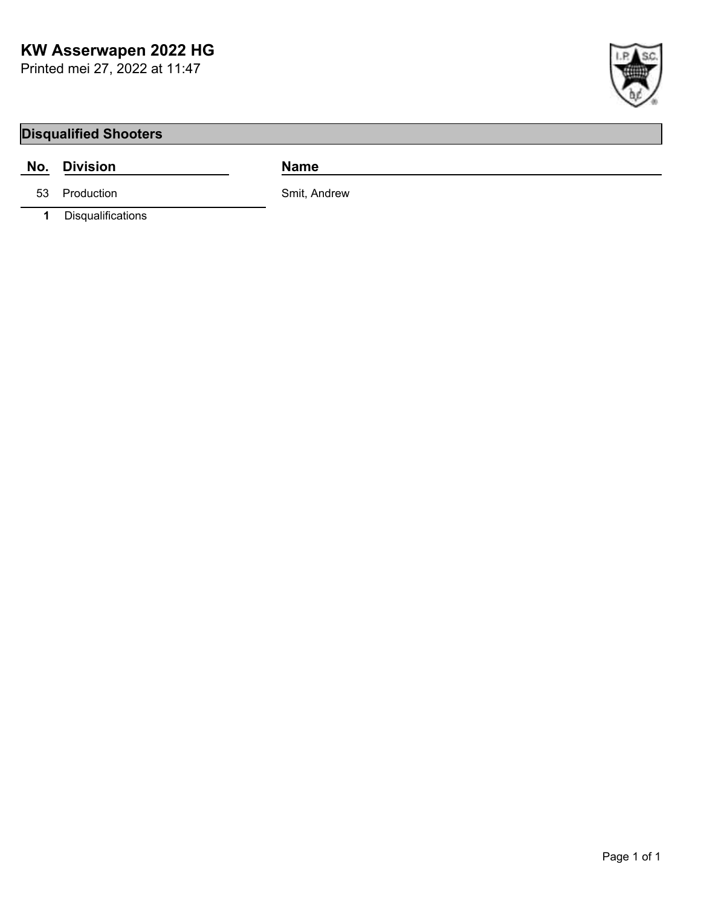# KW Asserwapen 2022 HG

Printed mei 27, 2022 at 11:47

## Disqualified Shooters

| No. | Division | Name |
|---|---|---|
| 53 | Production | Smit, Andrew |

**1** Disqualifications